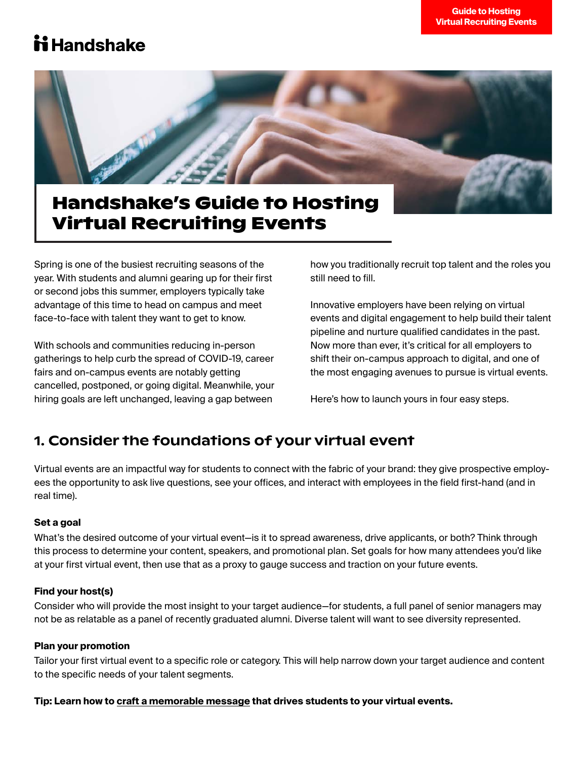Handshake

# Handshake's Guide to Hosting Virtual Recruiting Events

Spring is one of the busiest recruiting seasons of the year. With students and alumni gearing up for their first or second jobs this summer, employers typically take advantage of this time to head on campus and meet face-to-face with talent they want to get to know.

With schools and communities reducing in-person gatherings to help curb the spread of COVID-19, career fairs and on-campus events are notably getting cancelled, postponed, or going digital. Meanwhile, your hiring goals are left unchanged, leaving a gap between how you traditionally recruit top talent and the roles you still need to fill.

Innovative employers have been relying on virtual events and digital engagement to help build their talent pipeline and nurture qualified candidates in the past. Now more than ever, it's critical for all employers to shift their on-campus approach to digital, and one of the most engaging avenues to pursue is virtual events.

Here's how to launch yours in four easy steps.

## 1. Consider the foundations of your virtual event

Virtual events are an impactful way for students to connect with the fabric of your brand: they give prospective employees the opportunity to ask live questions, see your offices, and interact with employees in the field first-hand (and in real time).

**Set a goal**

What's the desired outcome of your virtual event—is it to spread awareness, drive applicants, or both? Think through this process to determine your content, speakers, and promotional plan. Set goals for how many attendees you'd like at your first virtual event, then use that as a proxy to gauge success and traction on your future events.

**Find your host(s)**

Consider who will provide the most insight to your target audience—for students, a full panel of senior managers may not be as relatable as a panel of recently graduated alumni. Diverse talent will want to see diversity represented.

**Plan your promotion**

Tailor your first virtual event to a specific role or category. This will help narrow down your target audience and content to the specific needs of your talent segments.

**Tip: Learn how to craft a memorable message that drives students to your virtual events.**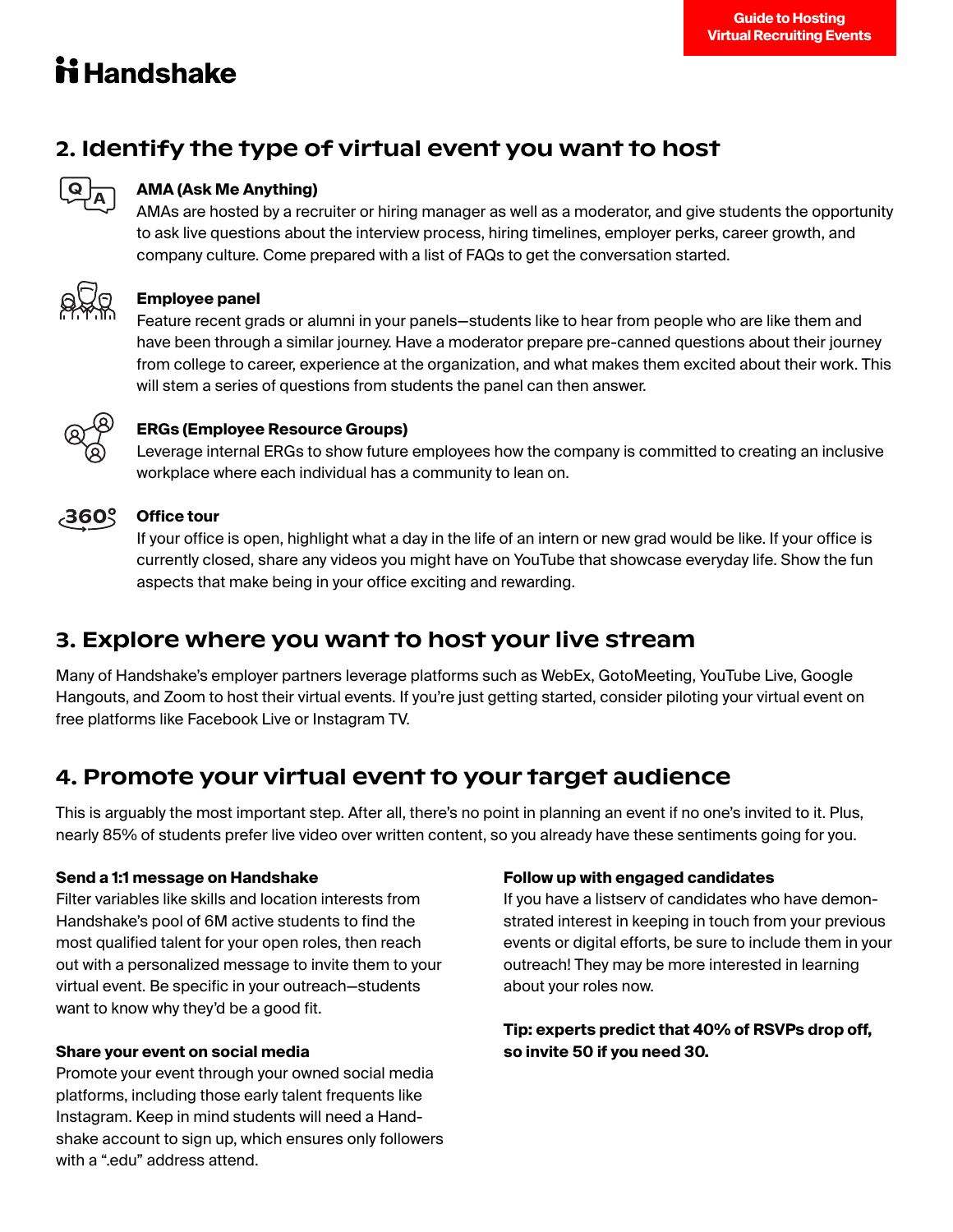## 2. Identify the type of virtual event you want to host

### AMA (Ask Me Anything)

AMAs are hosted by a recruiter or hiring manager as well as a moderator, and give students the opportunity to ask live questions about the interview process, hiring timelines, employer perks, career growth, and company culture. Come prepared with a list of FAQs to get the conversation started.

### Employee panel

Feature recent grads or alumni in your panels—students like to hear from people who are like them and have been through a similar journey. Have a moderator prepare pre-canned questions about their journey from college to career, experience at the organization, and what makes them excited about their work. This will stem a series of questions from students the panel can then answer.

### ERGs (Employee Resource Groups)

Leverage internal ERGs to show future employees how the company is committed to creating an inclusive workplace where each individual has a community to lean on.

### Office tour

If your office is open, highlight what a day in the life of an intern or new grad would be like. If your office is currently closed, share any videos you might have on YouTube that showcase everyday life. Show the fun aspects that make being in your office exciting and rewarding.

## 3. Explore where you want to host your live stream

Many of Handshake's employer partners leverage platforms such as WebEx, GotoMeeting, YouTube Live, Google Hangouts, and Zoom to host their virtual events. If you're just getting started, consider piloting your virtual event on free platforms like Facebook Live or Instagram TV.

## 4. Promote your virtual event to your target audience

This is arguably the most important step. After all, there's no point in planning an event if no one's invited to it. Plus, nearly 85% of students prefer live video over written content, so you already have these sentiments going for you.

**Send a 1:1 message on Handshake**
Filter variables like skills and location interests from Handshake's pool of 6M active students to find the most qualified talent for your open roles, then reach out with a personalized message to invite them to your virtual event. Be specific in your outreach—students want to know why they'd be a good fit.

**Share your event on social media**
Promote your event through your owned social media platforms, including those early talent frequents like Instagram. Keep in mind students will need a Handshake account to sign up, which ensures only followers with a ".edu" address attend.

**Follow up with engaged candidates**
If you have a listserv of candidates who have demonstrated interest in keeping in touch from your previous events or digital efforts, be sure to include them in your outreach! They may be more interested in learning about your roles now.

**Tip: experts predict that 40% of RSVPs drop off, so invite 50 if you need 30.**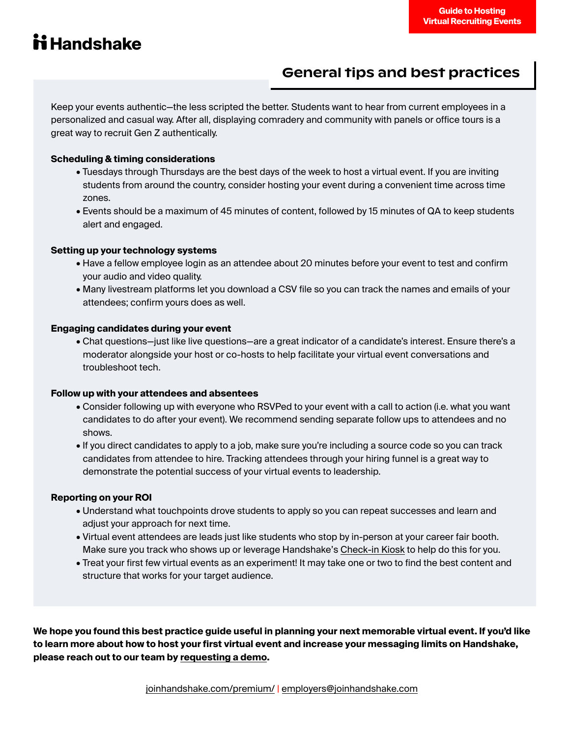## General tips and best practices

Keep your events authentic—the less scripted the better. Students want to hear from current employees in a personalized and casual way. After all, displaying comradery and community with panels or office tours is a great way to recruit Gen Z authentically.

**Scheduling & timing considerations**

- Tuesdays through Thursdays are the best days of the week to host a virtual event. If you are inviting students from around the country, consider hosting your event during a convenient time across time zones.
- Events should be a maximum of 45 minutes of content, followed by 15 minutes of QA to keep students alert and engaged.

**Setting up your technology systems**

- Have a fellow employee login as an attendee about 20 minutes before your event to test and confirm your audio and video quality.
- Many livestream platforms let you download a CSV file so you can track the names and emails of your attendees; confirm yours does as well.

**Engaging candidates during your event**

- Chat questions—just like live questions—are a great indicator of a candidate's interest. Ensure there's a moderator alongside your host or co-hosts to help facilitate your virtual event conversations and troubleshoot tech.

**Follow up with your attendees and absentees**

- Consider following up with everyone who RSVPed to your event with a call to action (i.e. what you want candidates to do after your event). We recommend sending separate follow ups to attendees and no shows.
- If you direct candidates to apply to a job, make sure you're including a source code so you can track candidates from attendee to hire. Tracking attendees through your hiring funnel is a great way to demonstrate the potential success of your virtual events to leadership.

**Reporting on your ROI**

- Understand what touchpoints drove students to apply so you can repeat successes and learn and adjust your approach for next time.
- Virtual event attendees are leads just like students who stop by in-person at your career fair booth. Make sure you track who shows up or leverage Handshake's Check-in Kiosk to help do this for you.
- Treat your first few virtual events as an experiment! It may take one or two to find the best content and structure that works for your target audience.

**We hope you found this best practice guide useful in planning your next memorable virtual event. If you'd like to learn more about how to host your first virtual event and increase your messaging limits on Handshake, please reach out to our team by requesting a demo.**

joinhandshake.com/premium/ | employers@joinhandshake.com